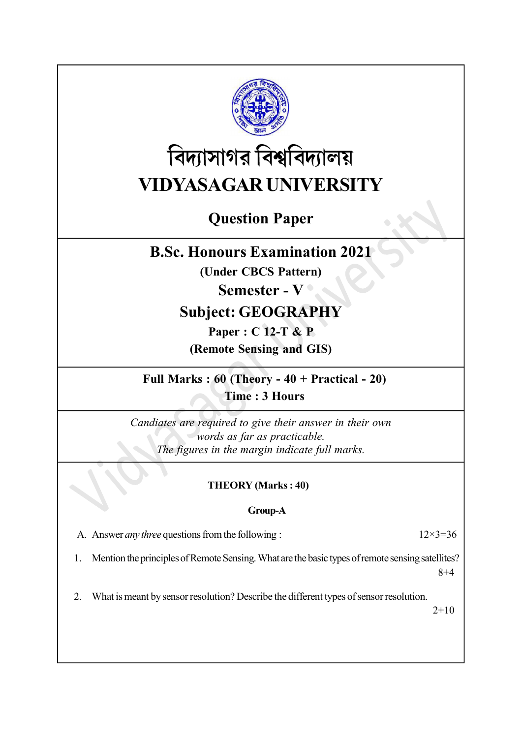# বিদ্যাসাগর বিশ্ববিদ্যালয়

# VIDYASAGAR UNIVERSITY

## Question Paper

## B.Sc. Honours Examination 2021

**(Under CBCS Pattern)**

**Semester - V**

**Subject: GEOGRAPHY**

**Paper : C 12-T & P**

**(Remote Sensing and GIS)**

**Full Marks : 60 (Theory - 40 + Practical - 20)**

**Time : 3 Hours**

*Candiates are required to give their answer in their own words as far as practicable.*

*The figures in the margin indicate full marks.*

**THEORY (Marks : 40)**

**Group-A**

A. Answer *any three* questions from the following : 12×3=36

1. Mention the principles of Remote Sensing. What are the basic types of remote sensing satellites? 8+4

2. What is meant by sensor resolution? Describe the different types of sensor resolution. 2+10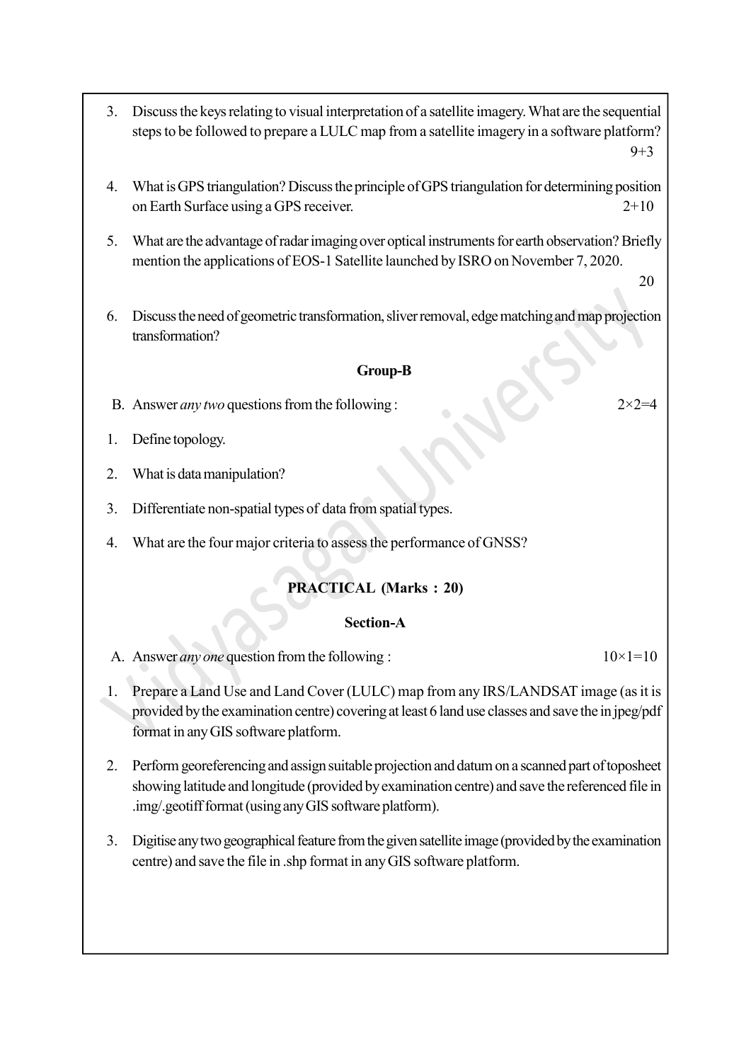3. Discuss the keys relating to visual interpretation of a satellite imagery. What are the sequential steps to be followed to prepare a LULC map from a satellite imagery in a software platform? 9+3

4. What is GPS triangulation? Discuss the principle of GPS triangulation for determining position on Earth Surface using a GPS receiver. 2+10

5. What are the advantage of radar imaging over optical instruments for earth observation? Briefly mention the applications of EOS-1 Satellite launched by ISRO on November 7, 2020. 20

6. Discuss the need of geometric transformation, sliver removal, edge matching and map projection transformation?

### Group-B

B. Answer *any two* questions from the following : 2×2=4

1. Define topology.

2. What is data manipulation?

3. Differentiate non-spatial types of data from spatial types.

4. What are the four major criteria to assess the performance of GNSS?

## PRACTICAL (Marks : 20)

### Section-A

A. Answer *any one* question from the following : 10×1=10

1. Prepare a Land Use and Land Cover (LULC) map from any IRS/LANDSAT image (as it is provided by the examination centre) covering at least 6 land use classes and save the in jpeg/pdf format in any GIS software platform.

2. Perform georeferencing and assign suitable projection and datum on a scanned part of toposheet showing latitude and longitude (provided by examination centre) and save the referenced file in .img/.geotiff format (using any GIS software platform).

3. Digitise any two geographical feature from the given satellite image (provided by the examination centre) and save the file in .shp format in any GIS software platform.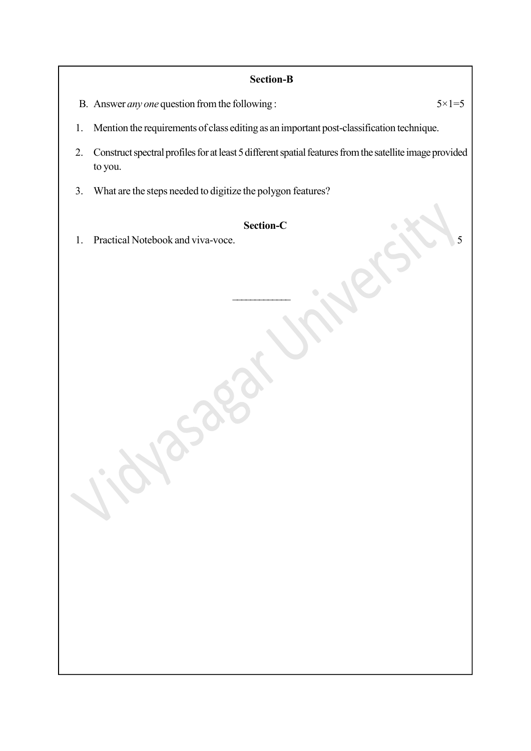## Section-B

B. Answer *any one* question from the following : $5\times1=5$

1. Mention the requirements of class editing as an important post-classification technique.
2. Construct spectral profiles for at least 5 different spatial features from the satellite image provided to you.
3. What are the steps needed to digitize the polygon features?

## Section-C

1. Practical Notebook and viva-voce. 5

———————